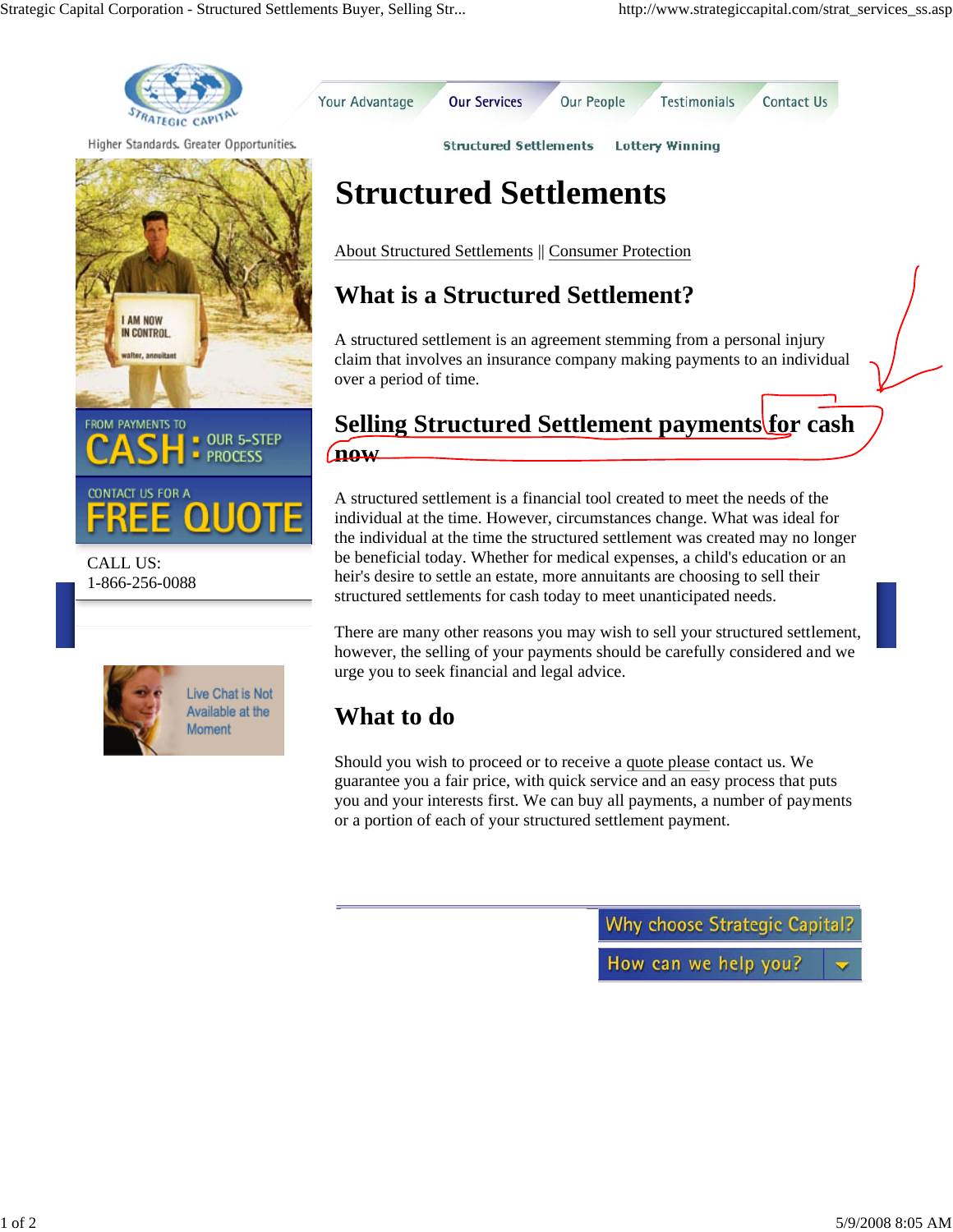Strategic Capital — Higher Standards. Greater Opportunities.

Your Advantage | Our Services | Our People | Testimonials | Contact Us

Structured Settlements | Lottery Winning

# Structured Settlements

About Structured Settlements || Consumer Protection

## What is a Structured Settlement?

A structured settlement is an agreement stemming from a personal injury claim that involves an insurance company making payments to an individual over a period of time.

## Selling Structured Settlement payments for cash now

A structured settlement is a financial tool created to meet the needs of the individual at the time. However, circumstances change. What was ideal for the individual at the time the structured settlement was created may no longer be beneficial today. Whether for medical expenses, a child's education or an heir's desire to settle an estate, more annuitants are choosing to sell their structured settlements for cash today to meet unanticipated needs.

There are many other reasons you may wish to sell your structured settlement, however, the selling of your payments should be carefully considered and we urge you to seek financial and legal advice.

## What to do

Should you wish to proceed or to receive a quote please contact us. We guarantee you a fair price, with quick service and an easy process that puts you and your interests first. We can buy all payments, a number of payments or a portion of each of your structured settlement payment.

FROM PAYMENTS TO CASH: OUR 5-STEP PROCESS

CONTACT US FOR A FREE QUOTE

CALL US:
1-866-256-0088

Live Chat is Not Available at the Moment

Why choose Strategic Capital?

How can we help you?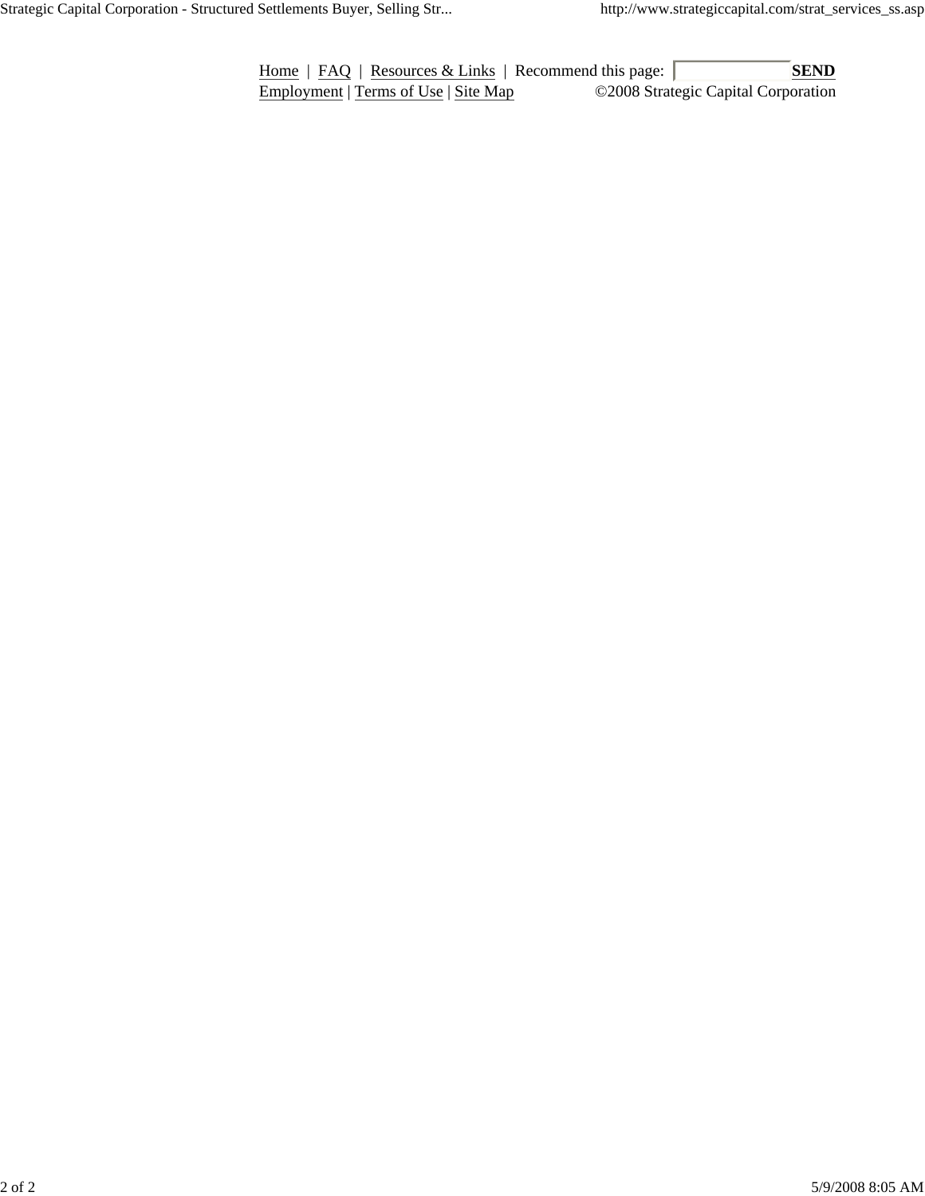Home | FAQ | Resources & Links | Recommend this page: SEND

Employment | Terms of Use | Site Map ©2008 Strategic Capital Corporation